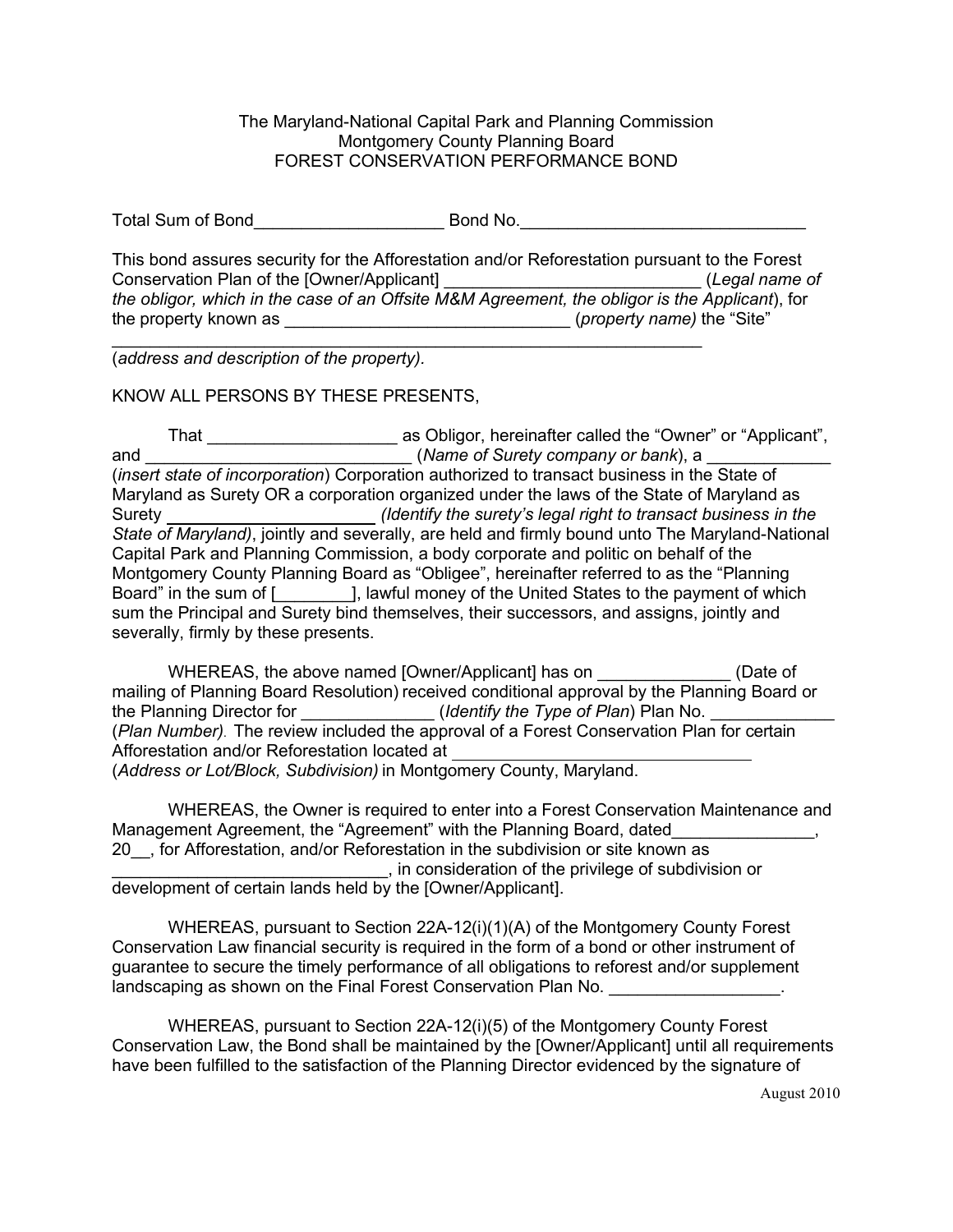The Maryland-National Capital Park and Planning Commission
Montgomery County Planning Board
FOREST CONSERVATION PERFORMANCE BOND

Total Sum of Bond____________________ Bond No.______________________________

This bond assures security for the Afforestation and/or Reforestation pursuant to the Forest Conservation Plan of the [Owner/Applicant] ___________________________ (*Legal name of the obligor, which in the case of an Offsite M&M Agreement, the obligor is the Applicant*), for the property known as ______________________________ (*property name)* the "Site" ____________________________________________________________
(*address and description of the property).*

KNOW ALL PERSONS BY THESE PRESENTS,

That ____________________ as Obligor, hereinafter called the "Owner" or "Applicant", and ____________________________ (*Name of Surety company or bank*), a _____________ (*insert state of incorporation*) Corporation authorized to transact business in the State of Maryland as Surety OR a corporation organized under the laws of the State of Maryland as Surety ______________________ *(Identify the surety's legal right to transact business in the State of Maryland)*, jointly and severally, are held and firmly bound unto The Maryland-National Capital Park and Planning Commission, a body corporate and politic on behalf of the Montgomery County Planning Board as "Obligee", hereinafter referred to as the "Planning Board" in the sum of [________], lawful money of the United States to the payment of which sum the Principal and Surety bind themselves, their successors, and assigns, jointly and severally, firmly by these presents.

WHEREAS, the above named [Owner/Applicant] has on ______________ (Date of mailing of Planning Board Resolution) received conditional approval by the Planning Board or the Planning Director for ______________ (*Identify the Type of Plan*) Plan No. _____________ (*Plan Number*)*.* The review included the approval of a Forest Conservation Plan for certain Afforestation and/or Reforestation located at _______________________________ (*Address or Lot/Block, Subdivision)* in Montgomery County, Maryland.

WHEREAS, the Owner is required to enter into a Forest Conservation Maintenance and Management Agreement, the "Agreement" with the Planning Board, dated_______________, 20__, for Afforestation, and/or Reforestation in the subdivision or site known as _____________________________, in consideration of the privilege of subdivision or development of certain lands held by the [Owner/Applicant].

WHEREAS, pursuant to Section 22A-12(i)(1)(A) of the Montgomery County Forest Conservation Law financial security is required in the form of a bond or other instrument of guarantee to secure the timely performance of all obligations to reforest and/or supplement landscaping as shown on the Final Forest Conservation Plan No. __________________.

WHEREAS, pursuant to Section 22A-12(i)(5) of the Montgomery County Forest Conservation Law, the Bond shall be maintained by the [Owner/Applicant] until all requirements have been fulfilled to the satisfaction of the Planning Director evidenced by the signature of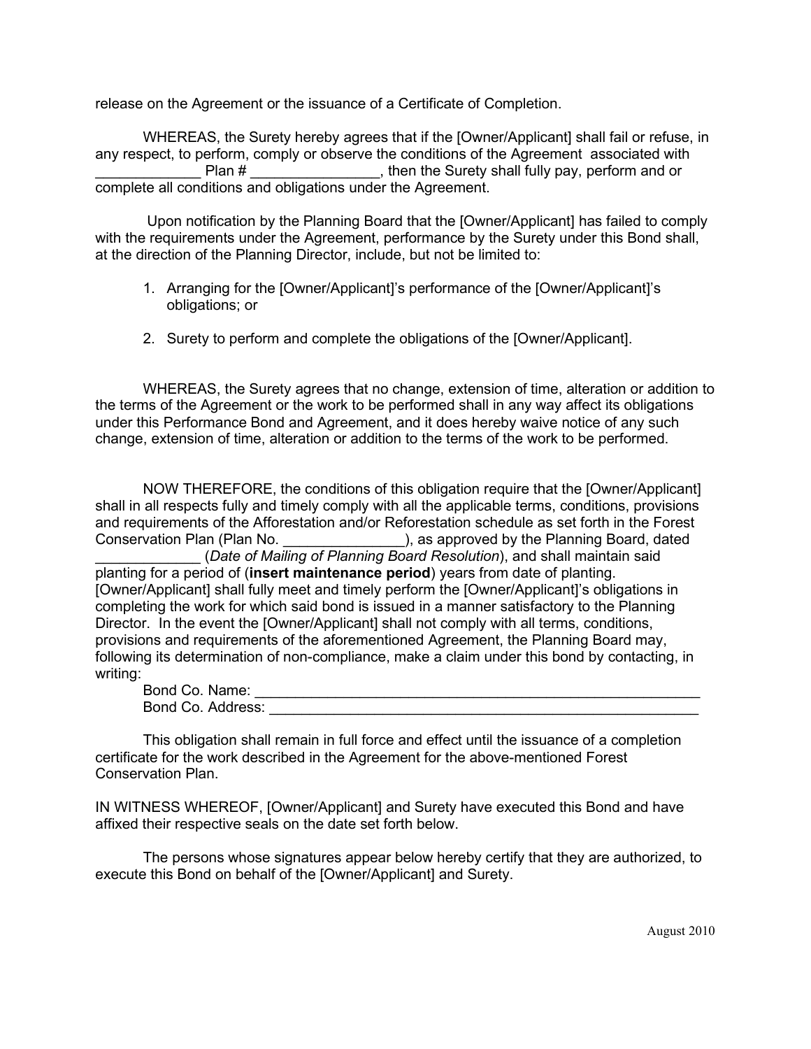release on the Agreement or the issuance of a Certificate of Completion.

WHEREAS, the Surety hereby agrees that if the [Owner/Applicant] shall fail or refuse, in any respect, to perform, comply or observe the conditions of the Agreement associated with _____________ Plan # ________________, then the Surety shall fully pay, perform and or complete all conditions and obligations under the Agreement.

Upon notification by the Planning Board that the [Owner/Applicant] has failed to comply with the requirements under the Agreement, performance by the Surety under this Bond shall, at the direction of the Planning Director, include, but not be limited to:

1. Arranging for the [Owner/Applicant]'s performance of the [Owner/Applicant]'s obligations; or

2. Surety to perform and complete the obligations of the [Owner/Applicant].

WHEREAS, the Surety agrees that no change, extension of time, alteration or addition to the terms of the Agreement or the work to be performed shall in any way affect its obligations under this Performance Bond and Agreement, and it does hereby waive notice of any such change, extension of time, alteration or addition to the terms of the work to be performed.

NOW THEREFORE, the conditions of this obligation require that the [Owner/Applicant] shall in all respects fully and timely comply with all the applicable terms, conditions, provisions and requirements of the Afforestation and/or Reforestation schedule as set forth in the Forest Conservation Plan (Plan No. _______________), as approved by the Planning Board, dated _____________ (*Date of Mailing of Planning Board Resolution*), and shall maintain said planting for a period of (**insert maintenance period**) years from date of planting. [Owner/Applicant] shall fully meet and timely perform the [Owner/Applicant]'s obligations in completing the work for which said bond is issued in a manner satisfactory to the Planning Director. In the event the [Owner/Applicant] shall not comply with all terms, conditions, provisions and requirements of the aforementioned Agreement, the Planning Board may, following its determination of non-compliance, make a claim under this bond by contacting, in writing:

Bond Co. Name: ___________________________________________________________
Bond Co. Address: _________________________________________________________

This obligation shall remain in full force and effect until the issuance of a completion certificate for the work described in the Agreement for the above-mentioned Forest Conservation Plan.

IN WITNESS WHEREOF, [Owner/Applicant] and Surety have executed this Bond and have affixed their respective seals on the date set forth below.

The persons whose signatures appear below hereby certify that they are authorized, to execute this Bond on behalf of the [Owner/Applicant] and Surety.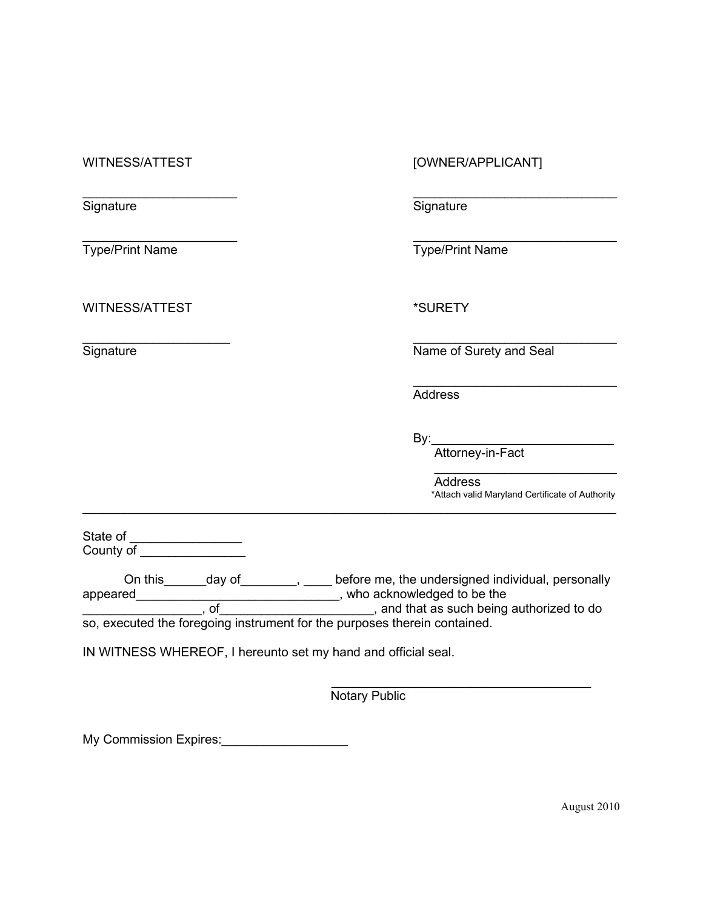WITNESS/ATTEST

______________________
Signature

______________________
Type/Print Name

[OWNER/APPLICANT]

______________________________
Signature

______________________________
Type/Print Name

WITNESS/ATTEST

_____________________
Signature

*SURETY

______________________________
Name of Surety and Seal

______________________________
Address

By:_________________________
Attorney-in-Fact

_________________________
Address

*Attach valid Maryland Certificate of Authority

---

State of ________________
County of _______________

On this______day of________, ____ before me, the undersigned individual, personally appeared______________________________, who acknowledged to be the ________________, of_____________________, and that as such being authorized to do so, executed the foregoing instrument for the purposes therein contained.

IN WITNESS WHEREOF, I hereunto set my hand and official seal.

_____________________________________
Notary Public

My Commission Expires:__________________

August 2010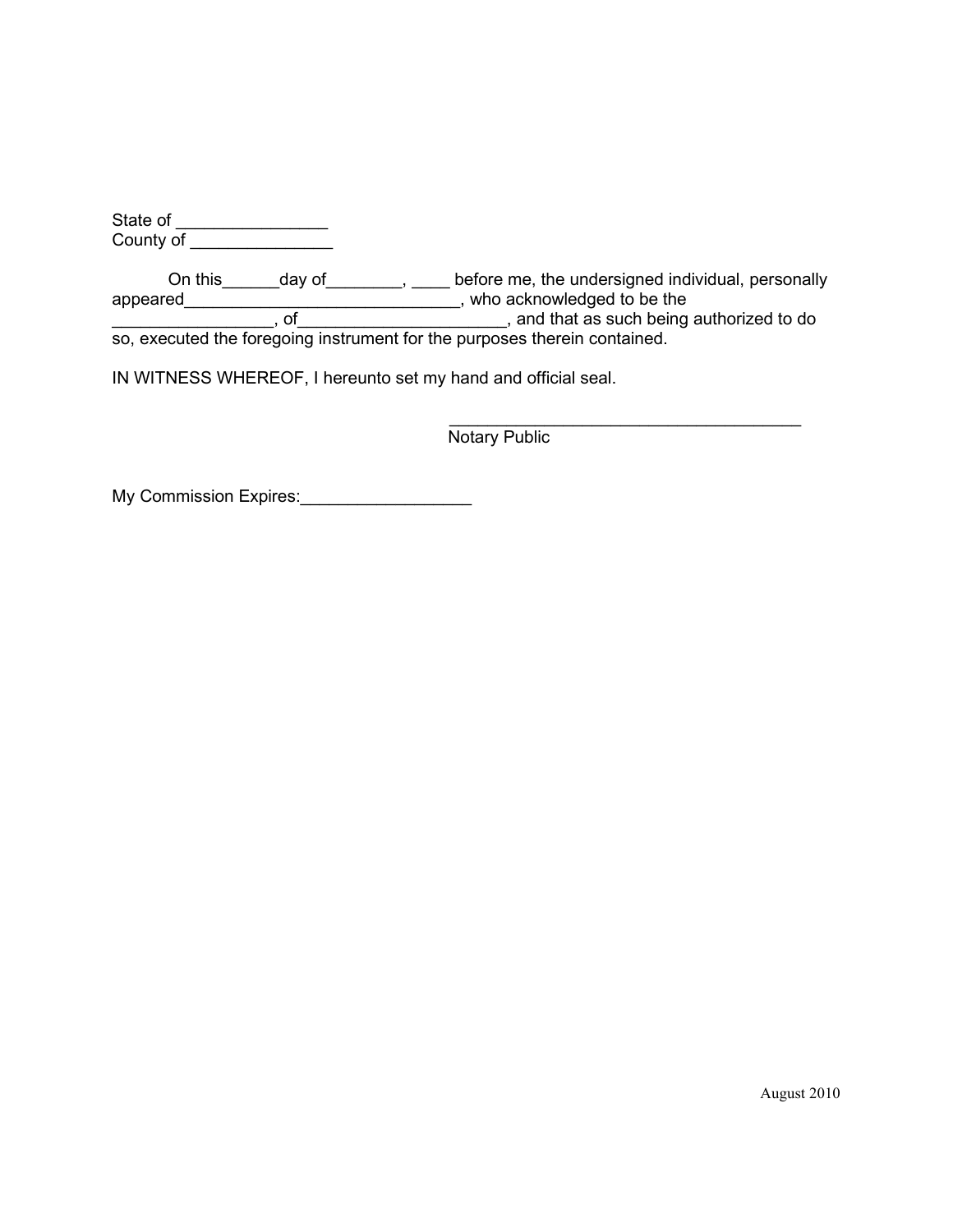State of ________________
County of _______________

On this______day of________, ____ before me, the undersigned individual, personally appeared______________________________, who acknowledged to be the _________________, of______________________, and that as such being authorized to do so, executed the foregoing instrument for the purposes therein contained.

IN WITNESS WHEREOF, I hereunto set my hand and official seal.

_______________________________________
Notary Public

My Commission Expires:__________________

August 2010